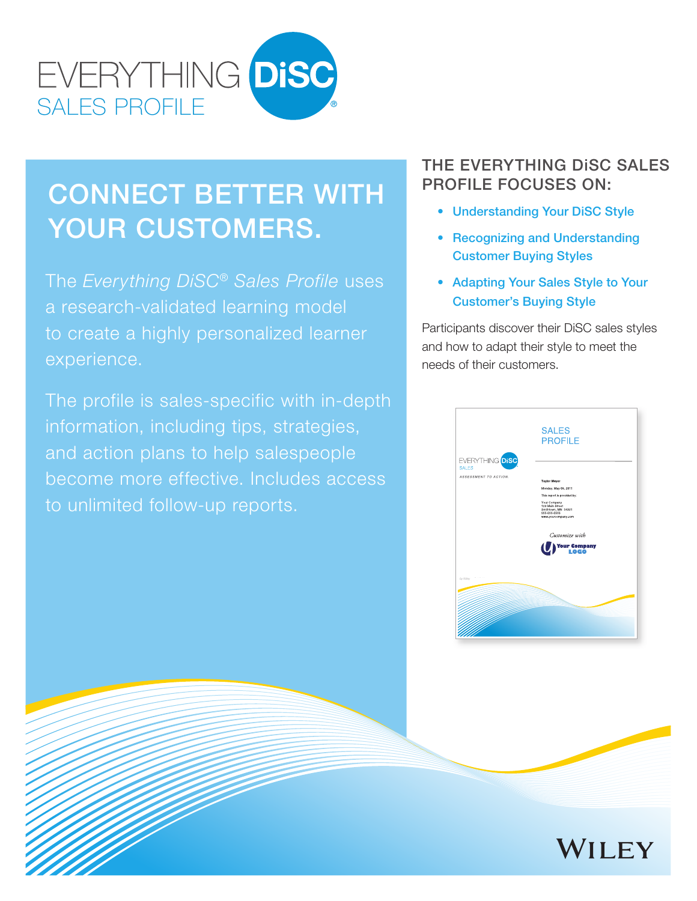# EVERYTHING DiSC® SALES PROFILE

## CONNECT BETTER WITH YOUR CUSTOMERS.

The *Everything DiSC® Sales Profile* uses a research-validated learning model to create a highly personalized learner experience.

The profile is sales-specific with in-depth information, including tips, strategies, and action plans to help salespeople become more effective. Includes access to unlimited follow-up reports.

## THE EVERYTHING DiSC SALES PROFILE FOCUSES ON:

- Understanding Your DiSC Style
- Recognizing and Understanding Customer Buying Styles
- Adapting Your Sales Style to Your Customer's Buying Style

Participants discover their DiSC sales styles and how to adapt their style to meet the needs of their customers.

WILEY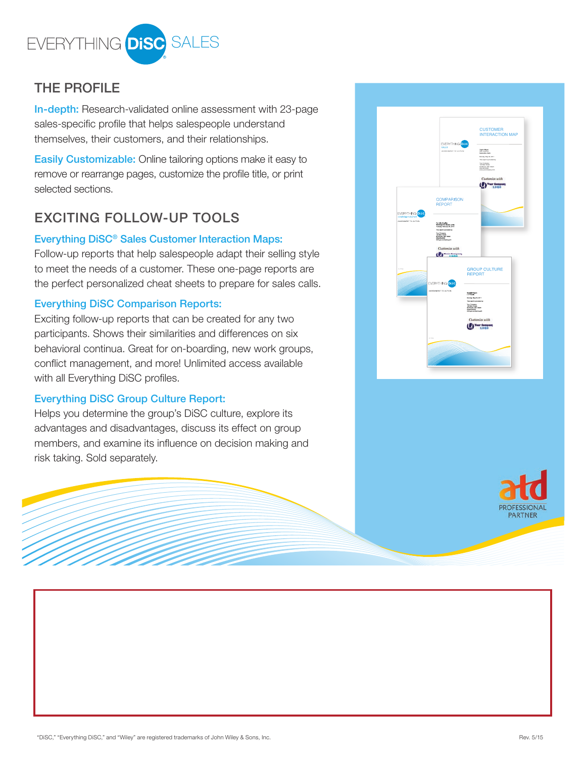EVERYTHING DiSC SALES

## THE PROFILE

**In-depth:** Research-validated online assessment with 23-page sales-specific profile that helps salespeople understand themselves, their customers, and their relationships.

**Easily Customizable:** Online tailoring options make it easy to remove or rearrange pages, customize the profile title, or print selected sections.

## EXCITING FOLLOW-UP TOOLS

### Everything DiSC® Sales Customer Interaction Maps:

Follow-up reports that help salespeople adapt their selling style to meet the needs of a customer. These one-page reports are the perfect personalized cheat sheets to prepare for sales calls.

### Everything DiSC Comparison Reports:

Exciting follow-up reports that can be created for any two participants. Shows their similarities and differences on six behavioral continua. Great for on-boarding, new work groups, conflict management, and more! Unlimited access available with all Everything DiSC profiles.

### Everything DiSC Group Culture Report:

Helps you determine the group's DiSC culture, explore its advantages and disadvantages, discuss its effect on group members, and examine its influence on decision making and risk taking. Sold separately.

CUSTOMER INTERACTION MAP

COMPARISON REPORT

GROUP CULTURE REPORT

atd PROFESSIONAL PARTNER

"DiSC," "Everything DiSC," and "Wiley" are registered trademarks of John Wiley & Sons, Inc.

Rev. 5/15